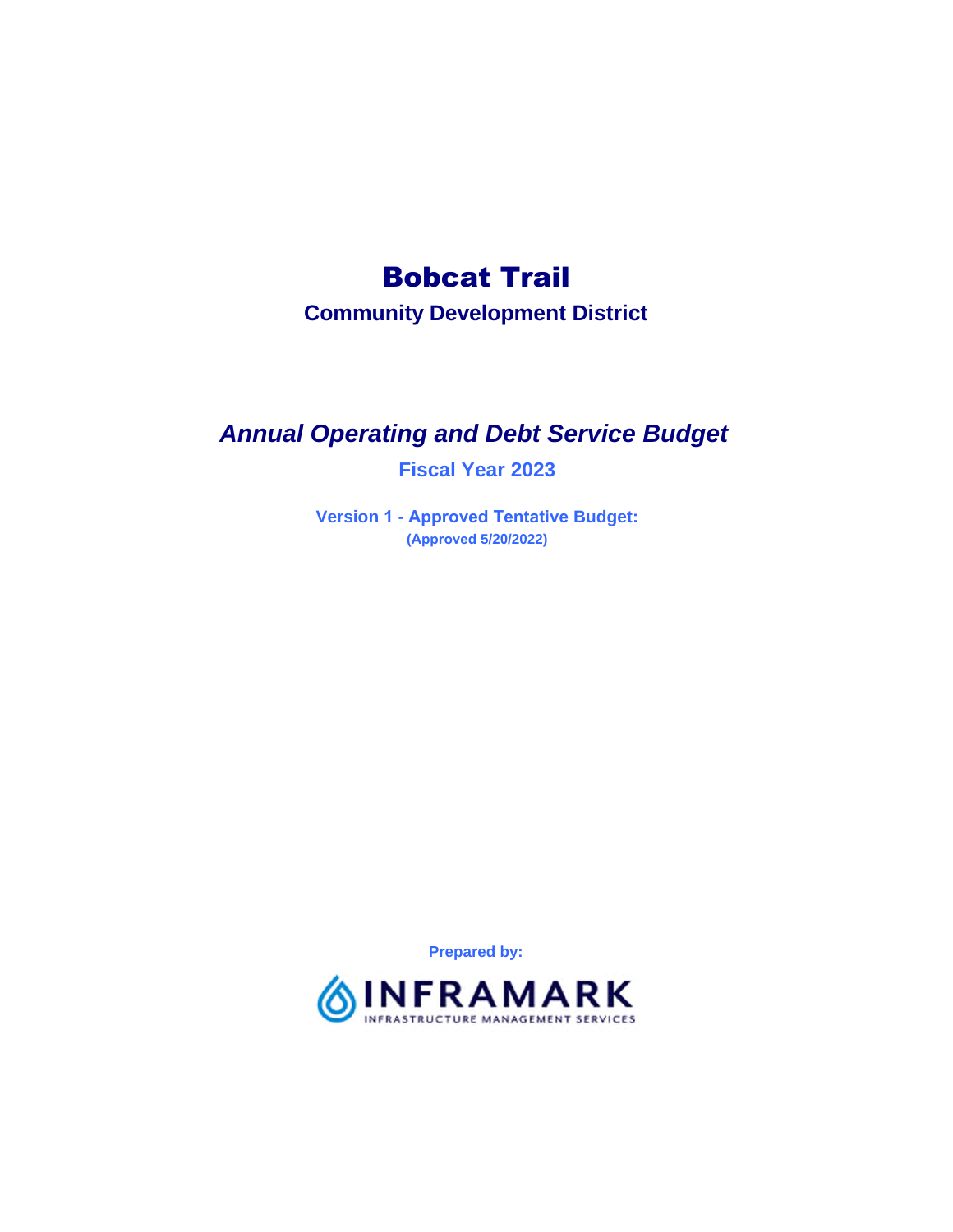# Bobcat Trail

## Community Development District

## *Annual Operating and Debt Service Budget*

### Fiscal Year 2023

**Version 1 - Approved Tentative Budget:**

**(Approved 5/20/2022)**

**Prepared by:**

INFRAMARK

INFRASTRUCTURE MANAGEMENT SERVICES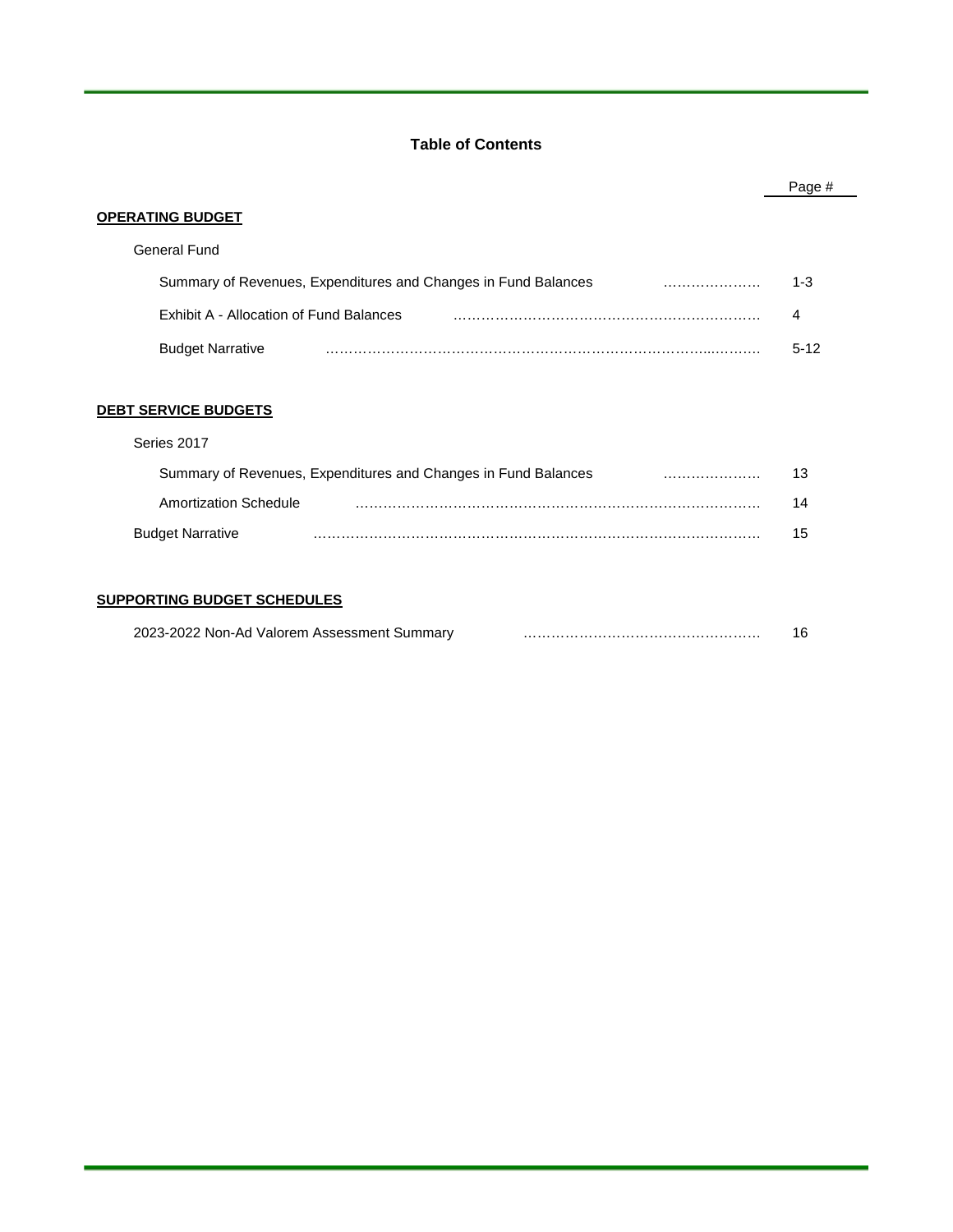## Table of Contents

| | Page # |
|---|---|
| **OPERATING BUDGET** | |
| General Fund | |
| Summary of Revenues, Expenditures and Changes in Fund Balances | 1-3 |
| Exhibit A - Allocation of Fund Balances | 4 |
| Budget Narrative | 5-12 |
| **DEBT SERVICE BUDGETS** | |
| Series 2017 | |
| Summary of Revenues, Expenditures and Changes in Fund Balances | 13 |
| Amortization Schedule | 14 |
| Budget Narrative | 15 |
| **SUPPORTING BUDGET SCHEDULES** | |
| 2023-2022 Non-Ad Valorem Assessment Summary | 16 |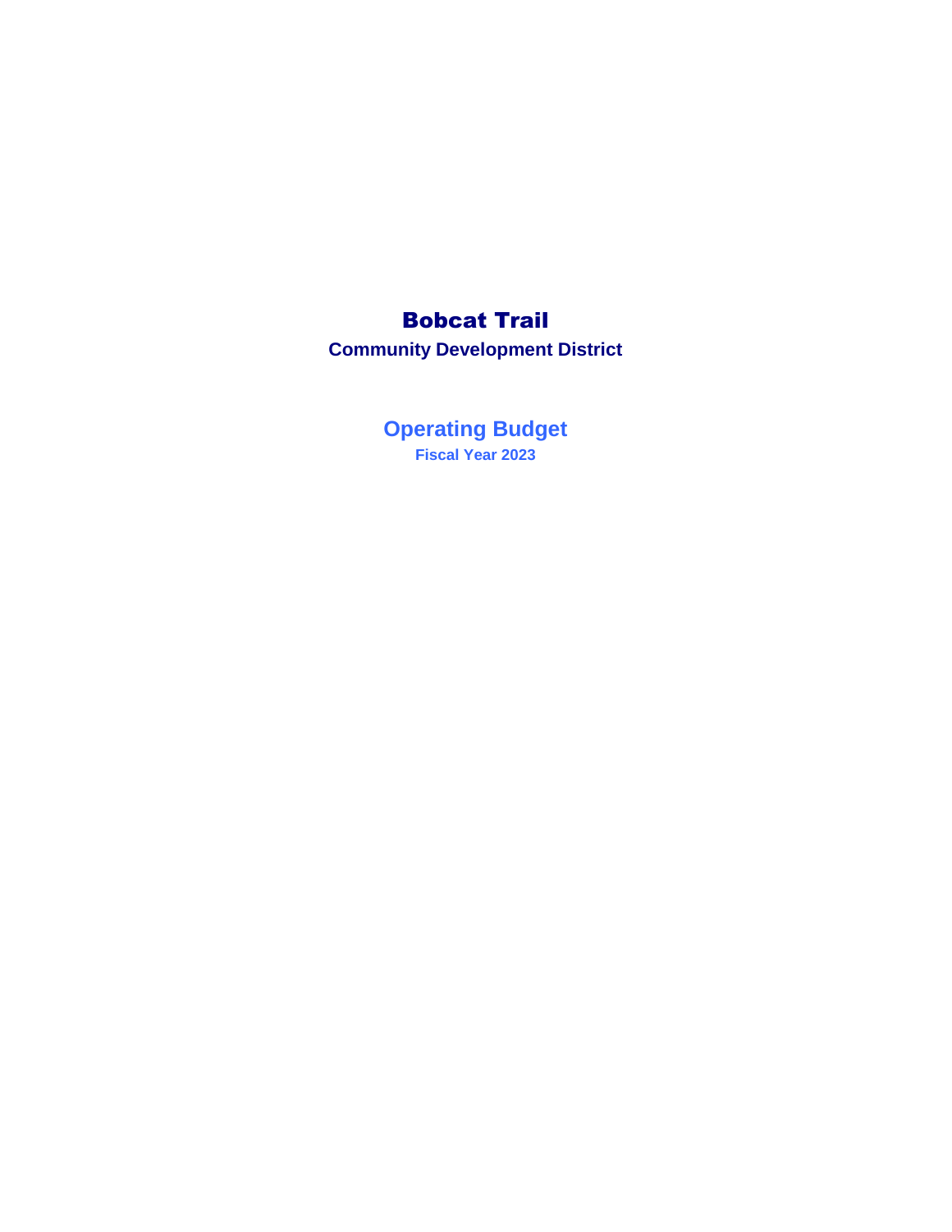# Bobcat Trail

## Community Development District

## Operating Budget

### Fiscal Year 2023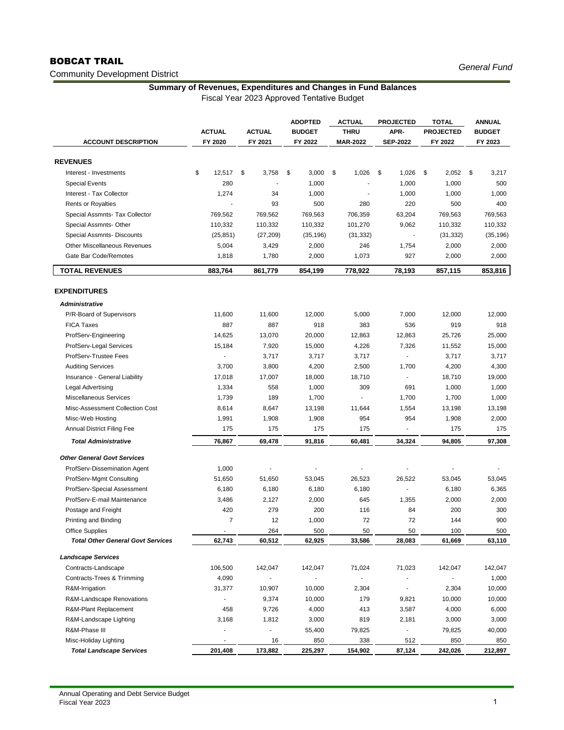# BOBCAT TRAIL

Community Development District

*General Fund*

**Summary of Revenues, Expenditures and Changes in Fund Balances**

Fiscal Year 2023 Approved Tentative Budget

| ACCOUNT DESCRIPTION | ACTUAL FY 2020 | ACTUAL FY 2021 | ADOPTED BUDGET FY 2022 | ACTUAL THRU MAR-2022 | PROJECTED APR-SEP-2022 | TOTAL PROJECTED FY 2022 | ANNUAL BUDGET FY 2023 |
|---|---|---|---|---|---|---|---|
| **REVENUES** | | | | | | | |
| Interest - Investments | $ 12,517 | $ 3,758 | $ 3,000 | $ 1,026 | $ 1,026 | $ 2,052 | $ 3,217 |
| Special Events | 280 | - | 1,000 | - | 1,000 | 1,000 | 500 |
| Interest - Tax Collector | 1,274 | 34 | 1,000 | - | 1,000 | 1,000 | 1,000 |
| Rents or Royalties | - | 93 | 500 | 280 | 220 | 500 | 400 |
| Special Assmnts- Tax Collector | 769,562 | 769,562 | 769,563 | 706,359 | 63,204 | 769,563 | 769,563 |
| Special Assmnts- Other | 110,332 | 110,332 | 110,332 | 101,270 | 9,062 | 110,332 | 110,332 |
| Special Assmnts- Discounts | (25,851) | (27,209) | (35,196) | (31,332) | - | (31,332) | (35,196) |
| Other Miscellaneous Revenues | 5,004 | 3,429 | 2,000 | 246 | 1,754 | 2,000 | 2,000 |
| Gate Bar Code/Remotes | 1,818 | 1,780 | 2,000 | 1,073 | 927 | 2,000 | 2,000 |
| **TOTAL REVENUES** | **883,764** | **861,779** | **854,199** | **778,922** | **78,193** | **857,115** | **853,816** |
| **EXPENDITURES** | | | | | | | |
| ***Administrative*** | | | | | | | |
| P/R-Board of Supervisors | 11,600 | 11,600 | 12,000 | 5,000 | 7,000 | 12,000 | 12,000 |
| FICA Taxes | 887 | 887 | 918 | 383 | 536 | 919 | 918 |
| ProfServ-Engineering | 14,625 | 13,070 | 20,000 | 12,863 | 12,863 | 25,726 | 25,000 |
| ProfServ-Legal Services | 15,184 | 7,920 | 15,000 | 4,226 | 7,326 | 11,552 | 15,000 |
| ProfServ-Trustee Fees | - | 3,717 | 3,717 | 3,717 | - | 3,717 | 3,717 |
| Auditing Services | 3,700 | 3,800 | 4,200 | 2,500 | 1,700 | 4,200 | 4,300 |
| Insurance - General Liability | 17,018 | 17,007 | 18,000 | 18,710 | - | 18,710 | 19,000 |
| Legal Advertising | 1,334 | 558 | 1,000 | 309 | 691 | 1,000 | 1,000 |
| Miscellaneous Services | 1,739 | 189 | 1,700 | - | 1,700 | 1,700 | 1,000 |
| Misc-Assessment Collection Cost | 8,614 | 8,647 | 13,198 | 11,644 | 1,554 | 13,198 | 13,198 |
| Misc-Web Hosting | 1,991 | 1,908 | 1,908 | 954 | 954 | 1,908 | 2,000 |
| Annual District Filing Fee | 175 | 175 | 175 | 175 | - | 175 | 175 |
| ***Total Administrative*** | **76,867** | **69,478** | **91,816** | **60,481** | **34,324** | **94,805** | **97,308** |
| ***Other General Govt Services*** | | | | | | | |
| ProfServ-Dissemination Agent | 1,000 | - | - | - | - | - | - |
| ProfServ-Mgmt Consulting | 51,650 | 51,650 | 53,045 | 26,523 | 26,522 | 53,045 | 53,045 |
| ProfServ-Special Assessment | 6,180 | 6,180 | 6,180 | 6,180 | - | 6,180 | 6,365 |
| ProfServ-E-mail Maintenance | 3,486 | 2,127 | 2,000 | 645 | 1,355 | 2,000 | 2,000 |
| Postage and Freight | 420 | 279 | 200 | 116 | 84 | 200 | 300 |
| Printing and Binding | 7 | 12 | 1,000 | 72 | 72 | 144 | 900 |
| Office Supplies | - | 264 | 500 | 50 | 50 | 100 | 500 |
| ***Total Other General Govt Services*** | **62,743** | **60,512** | **62,925** | **33,586** | **28,083** | **61,669** | **63,110** |
| ***Landscape Services*** | | | | | | | |
| Contracts-Landscape | 106,500 | 142,047 | 142,047 | 71,024 | 71,023 | 142,047 | 142,047 |
| Contracts-Trees & Trimming | 4,090 | - | - | - | - | - | 1,000 |
| R&M-Irrigation | 31,377 | 10,907 | 10,000 | 2,304 | - | 2,304 | 10,000 |
| R&M-Landscape Renovations | - | 9,374 | 10,000 | 179 | 9,821 | 10,000 | 10,000 |
| R&M-Plant Replacement | 458 | 9,726 | 4,000 | 413 | 3,587 | 4,000 | 6,000 |
| R&M-Landscape Lighting | 3,168 | 1,812 | 3,000 | 819 | 2,181 | 3,000 | 3,000 |
| R&M-Phase III | - | - | 55,400 | 79,825 | - | 79,825 | 40,000 |
| Misc-Holiday Lighting | - | 16 | 850 | 338 | 512 | 850 | 850 |
| ***Total Landscape Services*** | **201,408** | **173,882** | **225,297** | **154,902** | **87,124** | **242,026** | **212,897** |

Annual Operating and Debt Service Budget
Fiscal Year 2023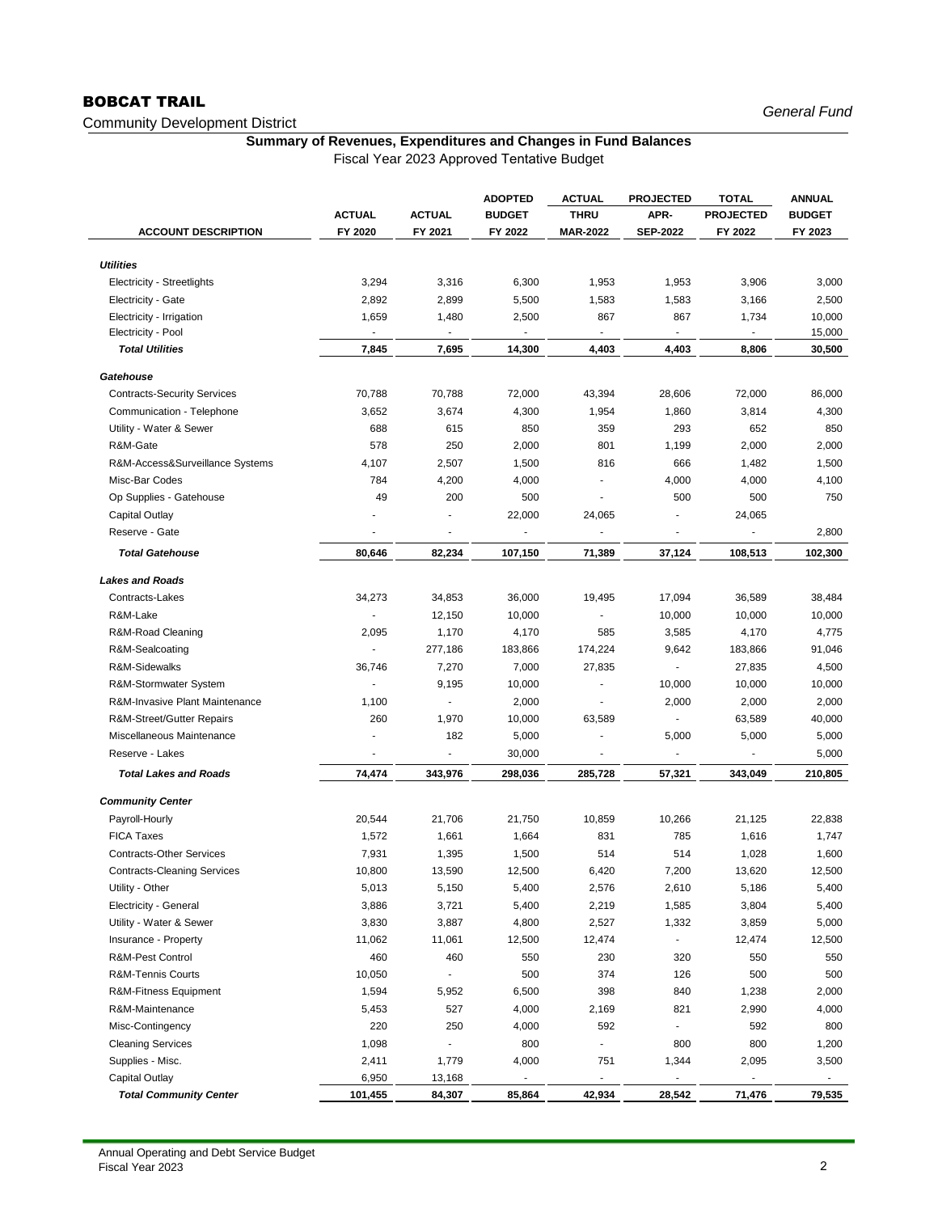# BOBCAT TRAIL

Community Development District

*General Fund*

**Summary of Revenues, Expenditures and Changes in Fund Balances**

Fiscal Year 2023 Approved Tentative Budget

| ACCOUNT DESCRIPTION | ACTUAL FY 2020 | ACTUAL FY 2021 | ADOPTED BUDGET FY 2022 | ACTUAL THRU MAR-2022 | PROJECTED APR-SEP-2022 | TOTAL PROJECTED FY 2022 | ANNUAL BUDGET FY 2023 |
|---|---|---|---|---|---|---|---|
| ***Utilities*** | | | | | | | |
| Electricity - Streetlights | 3,294 | 3,316 | 6,300 | 1,953 | 1,953 | 3,906 | 3,000 |
| Electricity - Gate | 2,892 | 2,899 | 5,500 | 1,583 | 1,583 | 3,166 | 2,500 |
| Electricity - Irrigation | 1,659 | 1,480 | 2,500 | 867 | 867 | 1,734 | 10,000 |
| Electricity - Pool | - | - | - | - | - | - | 15,000 |
| ***Total Utilities*** | **7,845** | **7,695** | **14,300** | **4,403** | **4,403** | **8,806** | **30,500** |
| ***Gatehouse*** | | | | | | | |
| Contracts-Security Services | 70,788 | 70,788 | 72,000 | 43,394 | 28,606 | 72,000 | 86,000 |
| Communication - Telephone | 3,652 | 3,674 | 4,300 | 1,954 | 1,860 | 3,814 | 4,300 |
| Utility - Water & Sewer | 688 | 615 | 850 | 359 | 293 | 652 | 850 |
| R&M-Gate | 578 | 250 | 2,000 | 801 | 1,199 | 2,000 | 2,000 |
| R&M-Access&Surveillance Systems | 4,107 | 2,507 | 1,500 | 816 | 666 | 1,482 | 1,500 |
| Misc-Bar Codes | 784 | 4,200 | 4,000 | - | 4,000 | 4,000 | 4,100 |
| Op Supplies - Gatehouse | 49 | 200 | 500 | - | 500 | 500 | 750 |
| Capital Outlay | - | - | 22,000 | 24,065 | - | 24,065 | |
| Reserve - Gate | - | - | - | - | - | - | 2,800 |
| ***Total Gatehouse*** | **80,646** | **82,234** | **107,150** | **71,389** | **37,124** | **108,513** | **102,300** |
| ***Lakes and Roads*** | | | | | | | |
| Contracts-Lakes | 34,273 | 34,853 | 36,000 | 19,495 | 17,094 | 36,589 | 38,484 |
| R&M-Lake | - | 12,150 | 10,000 | - | 10,000 | 10,000 | 10,000 |
| R&M-Road Cleaning | 2,095 | 1,170 | 4,170 | 585 | 3,585 | 4,170 | 4,775 |
| R&M-Sealcoating | - | 277,186 | 183,866 | 174,224 | 9,642 | 183,866 | 91,046 |
| R&M-Sidewalks | 36,746 | 7,270 | 7,000 | 27,835 | - | 27,835 | 4,500 |
| R&M-Stormwater System | - | 9,195 | 10,000 | - | 10,000 | 10,000 | 10,000 |
| R&M-Invasive Plant Maintenance | 1,100 | - | 2,000 | - | 2,000 | 2,000 | 2,000 |
| R&M-Street/Gutter Repairs | 260 | 1,970 | 10,000 | 63,589 | - | 63,589 | 40,000 |
| Miscellaneous Maintenance | - | 182 | 5,000 | - | 5,000 | 5,000 | 5,000 |
| Reserve - Lakes | - | - | 30,000 | - | - | - | 5,000 |
| ***Total Lakes and Roads*** | **74,474** | **343,976** | **298,036** | **285,728** | **57,321** | **343,049** | **210,805** |
| ***Community Center*** | | | | | | | |
| Payroll-Hourly | 20,544 | 21,706 | 21,750 | 10,859 | 10,266 | 21,125 | 22,838 |
| FICA Taxes | 1,572 | 1,661 | 1,664 | 831 | 785 | 1,616 | 1,747 |
| Contracts-Other Services | 7,931 | 1,395 | 1,500 | 514 | 514 | 1,028 | 1,600 |
| Contracts-Cleaning Services | 10,800 | 13,590 | 12,500 | 6,420 | 7,200 | 13,620 | 12,500 |
| Utility - Other | 5,013 | 5,150 | 5,400 | 2,576 | 2,610 | 5,186 | 5,400 |
| Electricity - General | 3,886 | 3,721 | 5,400 | 2,219 | 1,585 | 3,804 | 5,400 |
| Utility - Water & Sewer | 3,830 | 3,887 | 4,800 | 2,527 | 1,332 | 3,859 | 5,000 |
| Insurance - Property | 11,062 | 11,061 | 12,500 | 12,474 | - | 12,474 | 12,500 |
| R&M-Pest Control | 460 | 460 | 550 | 230 | 320 | 550 | 550 |
| R&M-Tennis Courts | 10,050 | - | 500 | 374 | 126 | 500 | 500 |
| R&M-Fitness Equipment | 1,594 | 5,952 | 6,500 | 398 | 840 | 1,238 | 2,000 |
| R&M-Maintenance | 5,453 | 527 | 4,000 | 2,169 | 821 | 2,990 | 4,000 |
| Misc-Contingency | 220 | 250 | 4,000 | 592 | - | 592 | 800 |
| Cleaning Services | 1,098 | - | 800 | - | 800 | 800 | 1,200 |
| Supplies - Misc. | 2,411 | 1,779 | 4,000 | 751 | 1,344 | 2,095 | 3,500 |
| Capital Outlay | 6,950 | 13,168 | - | - | - | - | - |
| ***Total Community Center*** | **101,455** | **84,307** | **85,864** | **42,934** | **28,542** | **71,476** | **79,535** |

Annual Operating and Debt Service Budget
Fiscal Year 2023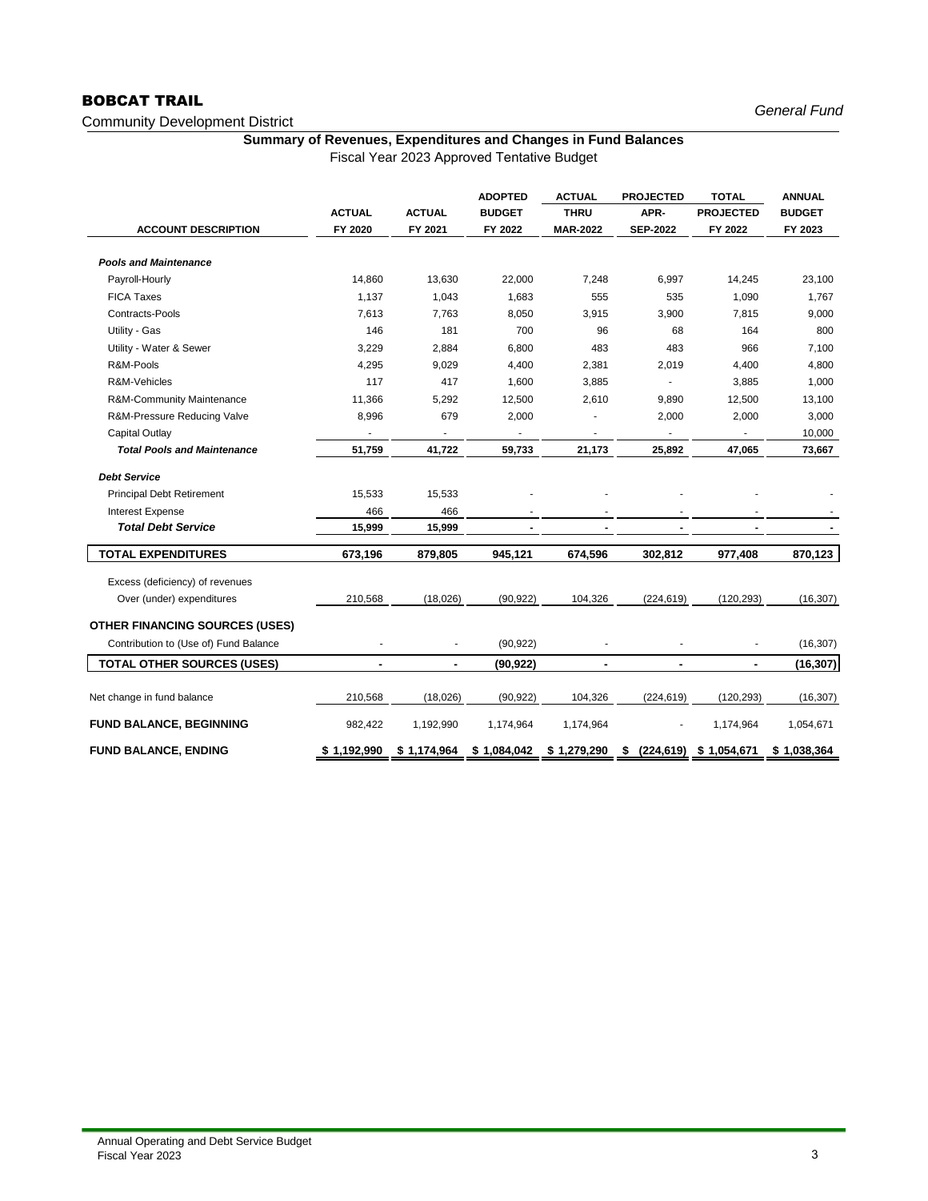# BOBCAT TRAIL

Community Development District

*General Fund*

## Summary of Revenues, Expenditures and Changes in Fund Balances

Fiscal Year 2023 Approved Tentative Budget

| ACCOUNT DESCRIPTION | ACTUAL FY 2020 | ACTUAL FY 2021 | ADOPTED BUDGET FY 2022 | ACTUAL THRU MAR-2022 | PROJECTED APR-SEP-2022 | TOTAL PROJECTED FY 2022 | ANNUAL BUDGET FY 2023 |
|---|---|---|---|---|---|---|---|
| ***Pools and Maintenance*** | | | | | | | |
| Payroll-Hourly | 14,860 | 13,630 | 22,000 | 7,248 | 6,997 | 14,245 | 23,100 |
| FICA Taxes | 1,137 | 1,043 | 1,683 | 555 | 535 | 1,090 | 1,767 |
| Contracts-Pools | 7,613 | 7,763 | 8,050 | 3,915 | 3,900 | 7,815 | 9,000 |
| Utility - Gas | 146 | 181 | 700 | 96 | 68 | 164 | 800 |
| Utility - Water & Sewer | 3,229 | 2,884 | 6,800 | 483 | 483 | 966 | 7,100 |
| R&M-Pools | 4,295 | 9,029 | 4,400 | 2,381 | 2,019 | 4,400 | 4,800 |
| R&M-Vehicles | 117 | 417 | 1,600 | 3,885 | - | 3,885 | 1,000 |
| R&M-Community Maintenance | 11,366 | 5,292 | 12,500 | 2,610 | 9,890 | 12,500 | 13,100 |
| R&M-Pressure Reducing Valve | 8,996 | 679 | 2,000 | - | 2,000 | 2,000 | 3,000 |
| Capital Outlay | - | - | - | - | - | - | 10,000 |
| ***Total Pools and Maintenance*** | **51,759** | **41,722** | **59,733** | **21,173** | **25,892** | **47,065** | **73,667** |
| ***Debt Service*** | | | | | | | |
| Principal Debt Retirement | 15,533 | 15,533 | - | - | - | - | - |
| Interest Expense | 466 | 466 | - | - | - | - | - |
| ***Total Debt Service*** | **15,999** | **15,999** | **-** | **-** | **-** | **-** | **-** |
| **TOTAL EXPENDITURES** | **673,196** | **879,805** | **945,121** | **674,596** | **302,812** | **977,408** | **870,123** |
| Excess (deficiency) of revenues Over (under) expenditures | 210,568 | (18,026) | (90,922) | 104,326 | (224,619) | (120,293) | (16,307) |
| **OTHER FINANCING SOURCES (USES)** | | | | | | | |
| Contribution to (Use of) Fund Balance | - | - | (90,922) | - | - | - | (16,307) |
| **TOTAL OTHER SOURCES (USES)** | **-** | **-** | **(90,922)** | **-** | **-** | **-** | **(16,307)** |
| Net change in fund balance | 210,568 | (18,026) | (90,922) | 104,326 | (224,619) | (120,293) | (16,307) |
| **FUND BALANCE, BEGINNING** | 982,422 | 1,192,990 | 1,174,964 | 1,174,964 | - | 1,174,964 | 1,054,671 |
| **FUND BALANCE, ENDING** | **$ 1,192,990** | **$ 1,174,964** | **$ 1,084,042** | **$ 1,279,290** | **$ (224,619)** | **$ 1,054,671** | **$ 1,038,364** |

Annual Operating and Debt Service Budget
Fiscal Year 2023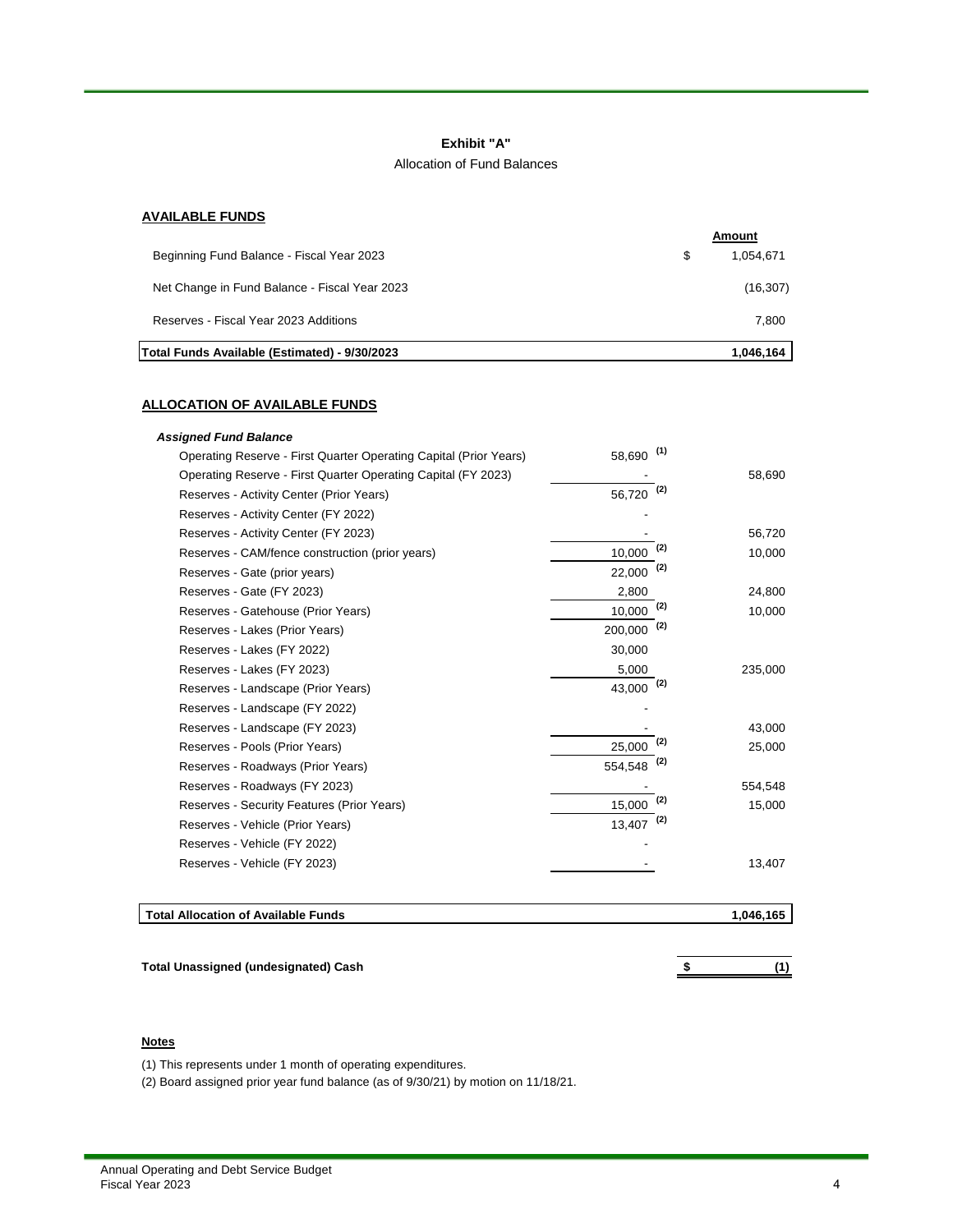**Exhibit "A"**

Allocation of Fund Balances

**AVAILABLE FUNDS**

| | | **Amount** |
|---|---|---|
| Beginning Fund Balance - Fiscal Year 2023 | $ | 1,054,671 |
| Net Change in Fund Balance - Fiscal Year 2023 | | (16,307) |
| Reserves - Fiscal Year 2023 Additions | | 7,800 |
| **Total Funds Available (Estimated) - 9/30/2023** | | **1,046,164** |

**ALLOCATION OF AVAILABLE FUNDS**

| | | |
|---|---|---|
| ***Assigned Fund Balance*** | | |
| Operating Reserve - First Quarter Operating Capital (Prior Years) | 58,690 (1) | |
| Operating Reserve - First Quarter Operating Capital (FY 2023) | - | 58,690 |
| Reserves - Activity Center (Prior Years) | 56,720 (2) | |
| Reserves - Activity Center (FY 2022) | - | |
| Reserves - Activity Center (FY 2023) | - | 56,720 |
| Reserves - CAM/fence construction (prior years) | 10,000 (2) | 10,000 |
| Reserves - Gate (prior years) | 22,000 (2) | |
| Reserves - Gate (FY 2023) | 2,800 | 24,800 |
| Reserves - Gatehouse (Prior Years) | 10,000 (2) | 10,000 |
| Reserves - Lakes (Prior Years) | 200,000 (2) | |
| Reserves - Lakes (FY 2022) | 30,000 | |
| Reserves - Lakes (FY 2023) | 5,000 | 235,000 |
| Reserves - Landscape (Prior Years) | 43,000 (2) | |
| Reserves - Landscape (FY 2022) | - | |
| Reserves - Landscape (FY 2023) | - | 43,000 |
| Reserves - Pools (Prior Years) | 25,000 (2) | 25,000 |
| Reserves - Roadways (Prior Years) | 554,548 (2) | |
| Reserves - Roadways (FY 2023) | - | 554,548 |
| Reserves - Security Features (Prior Years) | 15,000 (2) | 15,000 |
| Reserves - Vehicle (Prior Years) | 13,407 (2) | |
| Reserves - Vehicle (FY 2022) | - | |
| Reserves - Vehicle (FY 2023) | - | 13,407 |
| **Total Allocation of Available Funds** | | **1,046,165** |
| | | |
| **Total Unassigned (undesignated) Cash** | | **$ (1)** |

**Notes**

(1) This represents under 1 month of operating expenditures.

(2) Board assigned prior year fund balance (as of 9/30/21) by motion on 11/18/21.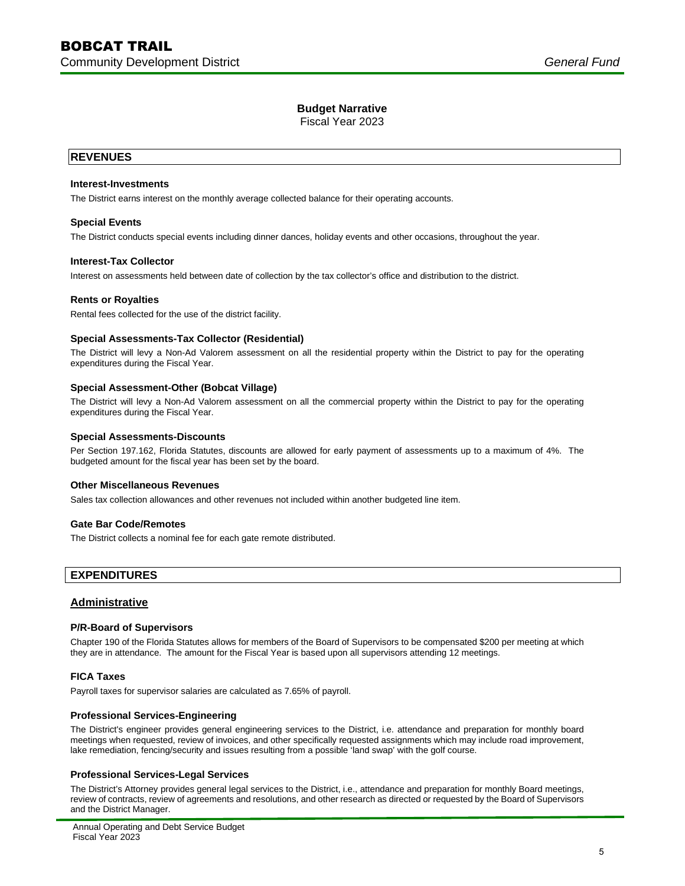## Budget Narrative

Fiscal Year 2023

## REVENUES

**Interest-Investments**

The District earns interest on the monthly average collected balance for their operating accounts.

**Special Events**

The District conducts special events including dinner dances, holiday events and other occasions, throughout the year.

**Interest-Tax Collector**

Interest on assessments held between date of collection by the tax collector's office and distribution to the district.

**Rents or Royalties**

Rental fees collected for the use of the district facility.

**Special Assessments-Tax Collector (Residential)**

The District will levy a Non-Ad Valorem assessment on all the residential property within the District to pay for the operating expenditures during the Fiscal Year.

**Special Assessment-Other (Bobcat Village)**

The District will levy a Non-Ad Valorem assessment on all the commercial property within the District to pay for the operating expenditures during the Fiscal Year.

**Special Assessments-Discounts**

Per Section 197.162, Florida Statutes, discounts are allowed for early payment of assessments up to a maximum of 4%. The budgeted amount for the fiscal year has been set by the board.

**Other Miscellaneous Revenues**

Sales tax collection allowances and other revenues not included within another budgeted line item.

**Gate Bar Code/Remotes**

The District collects a nominal fee for each gate remote distributed.

## EXPENDITURES

### Administrative

**P/R-Board of Supervisors**

Chapter 190 of the Florida Statutes allows for members of the Board of Supervisors to be compensated $200 per meeting at which they are in attendance. The amount for the Fiscal Year is based upon all supervisors attending 12 meetings.

**FICA Taxes**

Payroll taxes for supervisor salaries are calculated as 7.65% of payroll.

**Professional Services-Engineering**

The District's engineer provides general engineering services to the District, i.e. attendance and preparation for monthly board meetings when requested, review of invoices, and other specifically requested assignments which may include road improvement, lake remediation, fencing/security and issues resulting from a possible 'land swap' with the golf course.

**Professional Services-Legal Services**

The District's Attorney provides general legal services to the District, i.e., attendance and preparation for monthly Board meetings, review of contracts, review of agreements and resolutions, and other research as directed or requested by the Board of Supervisors and the District Manager.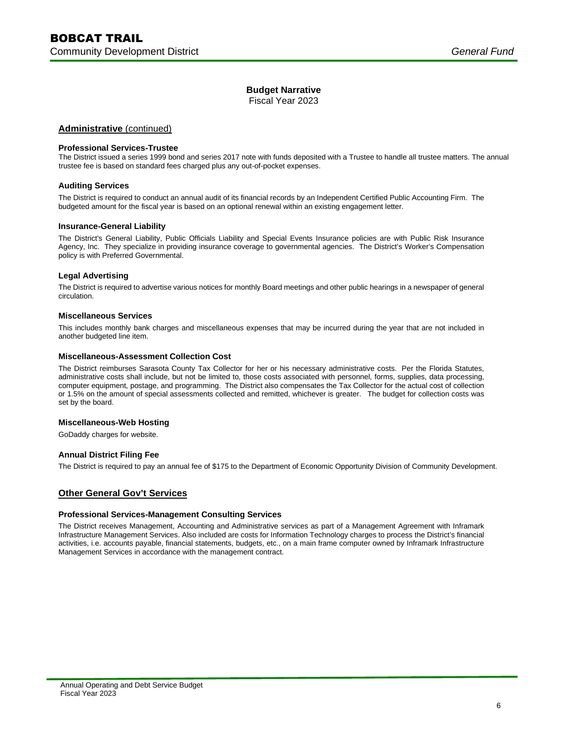## Budget Narrative

Fiscal Year 2023

### Administrative (continued)

**Professional Services-Trustee**

The District issued a series 1999 bond and series 2017 note with funds deposited with a Trustee to handle all trustee matters. The annual trustee fee is based on standard fees charged plus any out-of-pocket expenses.

**Auditing Services**

The District is required to conduct an annual audit of its financial records by an Independent Certified Public Accounting Firm. The budgeted amount for the fiscal year is based on an optional renewal within an existing engagement letter.

**Insurance-General Liability**

The District's General Liability, Public Officials Liability and Special Events Insurance policies are with Public Risk Insurance Agency, Inc. They specialize in providing insurance coverage to governmental agencies. The District's Worker's Compensation policy is with Preferred Governmental.

**Legal Advertising**

The District is required to advertise various notices for monthly Board meetings and other public hearings in a newspaper of general circulation.

**Miscellaneous Services**

This includes monthly bank charges and miscellaneous expenses that may be incurred during the year that are not included in another budgeted line item.

**Miscellaneous-Assessment Collection Cost**

The District reimburses Sarasota County Tax Collector for her or his necessary administrative costs. Per the Florida Statutes, administrative costs shall include, but not be limited to, those costs associated with personnel, forms, supplies, data processing, computer equipment, postage, and programming. The District also compensates the Tax Collector for the actual cost of collection or 1.5% on the amount of special assessments collected and remitted, whichever is greater. The budget for collection costs was set by the board.

**Miscellaneous-Web Hosting**

GoDaddy charges for website.

**Annual District Filing Fee**

The District is required to pay an annual fee of $175 to the Department of Economic Opportunity Division of Community Development.

### Other General Gov't Services

**Professional Services-Management Consulting Services**

The District receives Management, Accounting and Administrative services as part of a Management Agreement with Inframark Infrastructure Management Services. Also included are costs for Information Technology charges to process the District's financial activities, i.e. accounts payable, financial statements, budgets, etc., on a main frame computer owned by Inframark Infrastructure Management Services in accordance with the management contract.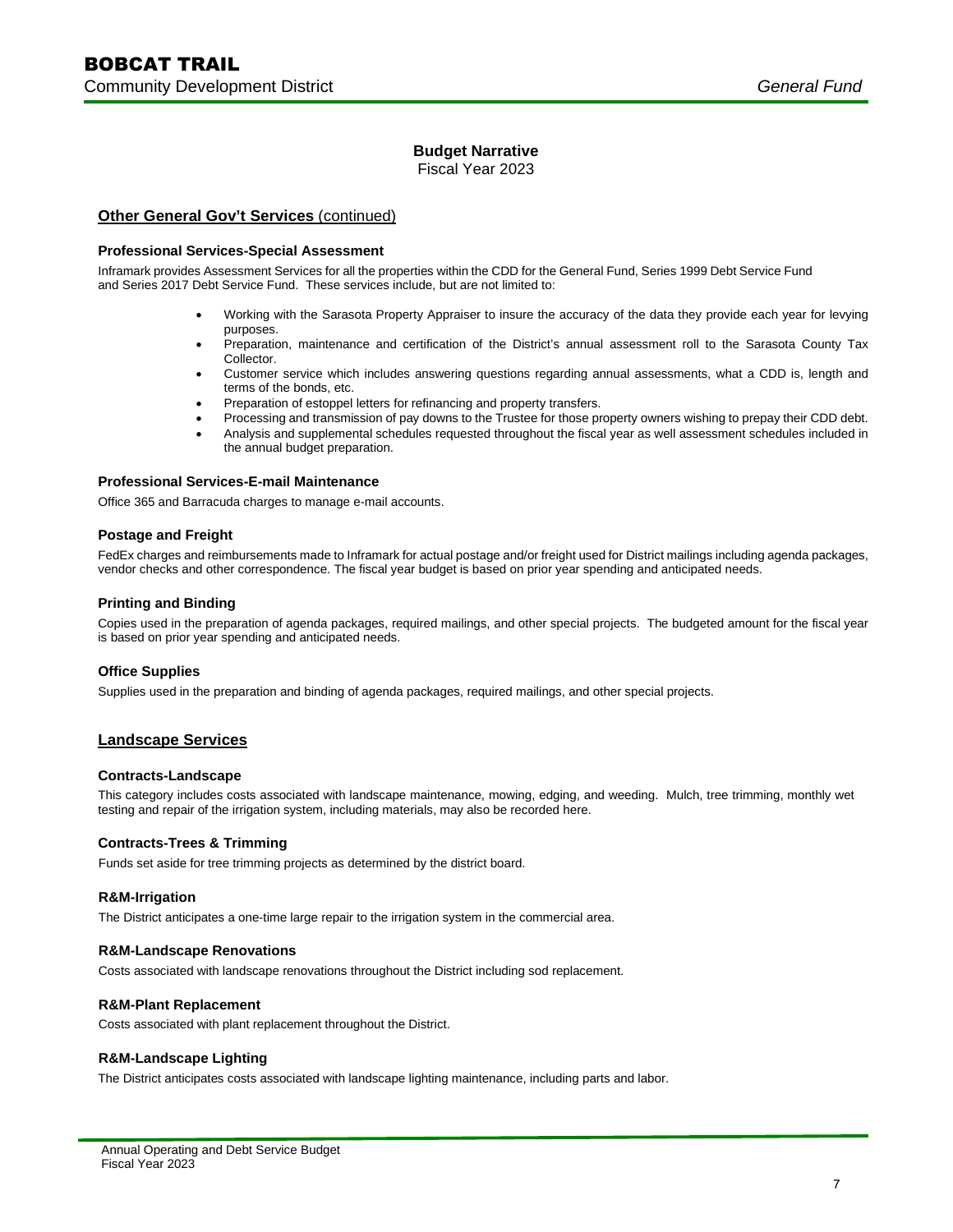## Budget Narrative

Fiscal Year 2023

### Other General Gov't Services (continued)

#### Professional Services-Special Assessment

Inframark provides Assessment Services for all the properties within the CDD for the General Fund, Series 1999 Debt Service Fund and Series 2017 Debt Service Fund. These services include, but are not limited to:

- Working with the Sarasota Property Appraiser to insure the accuracy of the data they provide each year for levying purposes.
- Preparation, maintenance and certification of the District's annual assessment roll to the Sarasota County Tax Collector.
- Customer service which includes answering questions regarding annual assessments, what a CDD is, length and terms of the bonds, etc.
- Preparation of estoppel letters for refinancing and property transfers.
- Processing and transmission of pay downs to the Trustee for those property owners wishing to prepay their CDD debt.
- Analysis and supplemental schedules requested throughout the fiscal year as well assessment schedules included in the annual budget preparation.

#### Professional Services-E-mail Maintenance

Office 365 and Barracuda charges to manage e-mail accounts.

#### Postage and Freight

FedEx charges and reimbursements made to Inframark for actual postage and/or freight used for District mailings including agenda packages, vendor checks and other correspondence. The fiscal year budget is based on prior year spending and anticipated needs.

#### Printing and Binding

Copies used in the preparation of agenda packages, required mailings, and other special projects. The budgeted amount for the fiscal year is based on prior year spending and anticipated needs.

#### Office Supplies

Supplies used in the preparation and binding of agenda packages, required mailings, and other special projects.

### Landscape Services

#### Contracts-Landscape

This category includes costs associated with landscape maintenance, mowing, edging, and weeding. Mulch, tree trimming, monthly wet testing and repair of the irrigation system, including materials, may also be recorded here.

#### Contracts-Trees & Trimming

Funds set aside for tree trimming projects as determined by the district board.

#### R&M-Irrigation

The District anticipates a one-time large repair to the irrigation system in the commercial area.

#### R&M-Landscape Renovations

Costs associated with landscape renovations throughout the District including sod replacement.

#### R&M-Plant Replacement

Costs associated with plant replacement throughout the District.

#### R&M-Landscape Lighting

The District anticipates costs associated with landscape lighting maintenance, including parts and labor.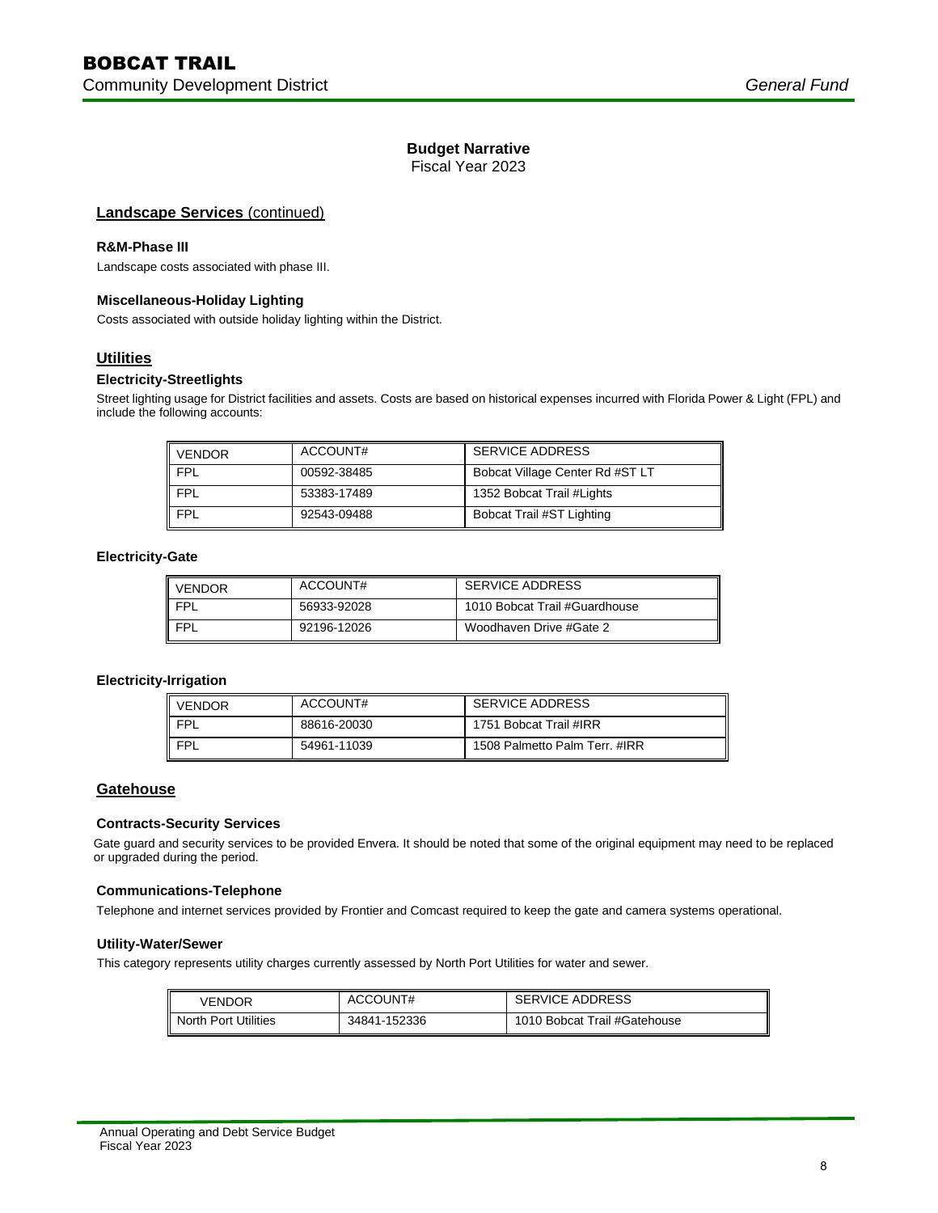## Budget Narrative

Fiscal Year 2023

### Landscape Services (continued)

**R&M-Phase III**

Landscape costs associated with phase III.

**Miscellaneous-Holiday Lighting**

Costs associated with outside holiday lighting within the District.

### Utilities

**Electricity-Streetlights**

Street lighting usage for District facilities and assets. Costs are based on historical expenses incurred with Florida Power & Light (FPL) and include the following accounts:

| VENDOR | ACCOUNT# | SERVICE ADDRESS |
|---|---|---|
| FPL | 00592-38485 | Bobcat Village Center Rd #ST LT |
| FPL | 53383-17489 | 1352 Bobcat Trail #Lights |
| FPL | 92543-09488 | Bobcat Trail #ST Lighting |

**Electricity-Gate**

| VENDOR | ACCOUNT# | SERVICE ADDRESS |
|---|---|---|
| FPL | 56933-92028 | 1010 Bobcat Trail #Guardhouse |
| FPL | 92196-12026 | Woodhaven Drive #Gate 2 |

**Electricity-Irrigation**

| VENDOR | ACCOUNT# | SERVICE ADDRESS |
|---|---|---|
| FPL | 88616-20030 | 1751 Bobcat Trail #IRR |
| FPL | 54961-11039 | 1508 Palmetto Palm Terr. #IRR |

### Gatehouse

**Contracts-Security Services**

Gate guard and security services to be provided Envera. It should be noted that some of the original equipment may need to be replaced or upgraded during the period.

**Communications-Telephone**

Telephone and internet services provided by Frontier and Comcast required to keep the gate and camera systems operational.

**Utility-Water/Sewer**

This category represents utility charges currently assessed by North Port Utilities for water and sewer.

| VENDOR | ACCOUNT# | SERVICE ADDRESS |
|---|---|---|
| North Port Utilities | 34841-152336 | 1010 Bobcat Trail #Gatehouse |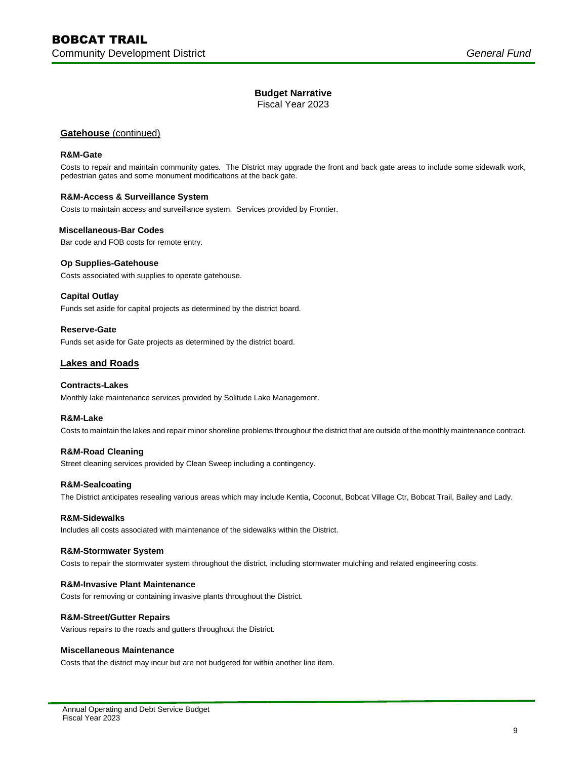## Budget Narrative

Fiscal Year 2023

### Gatehouse (continued)

**R&M-Gate**

Costs to repair and maintain community gates. The District may upgrade the front and back gate areas to include some sidewalk work, pedestrian gates and some monument modifications at the back gate.

**R&M-Access & Surveillance System**

Costs to maintain access and surveillance system. Services provided by Frontier.

**Miscellaneous-Bar Codes**

Bar code and FOB costs for remote entry.

**Op Supplies-Gatehouse**

Costs associated with supplies to operate gatehouse.

**Capital Outlay**

Funds set aside for capital projects as determined by the district board.

**Reserve-Gate**

Funds set aside for Gate projects as determined by the district board.

### Lakes and Roads

**Contracts-Lakes**

Monthly lake maintenance services provided by Solitude Lake Management.

**R&M-Lake**

Costs to maintain the lakes and repair minor shoreline problems throughout the district that are outside of the monthly maintenance contract.

**R&M-Road Cleaning**

Street cleaning services provided by Clean Sweep including a contingency.

**R&M-Sealcoating**

The District anticipates resealing various areas which may include Kentia, Coconut, Bobcat Village Ctr, Bobcat Trail, Bailey and Lady.

**R&M-Sidewalks**

Includes all costs associated with maintenance of the sidewalks within the District.

**R&M-Stormwater System**

Costs to repair the stormwater system throughout the district, including stormwater mulching and related engineering costs.

**R&M-Invasive Plant Maintenance**

Costs for removing or containing invasive plants throughout the District.

**R&M-Street/Gutter Repairs**

Various repairs to the roads and gutters throughout the District.

**Miscellaneous Maintenance**

Costs that the district may incur but are not budgeted for within another line item.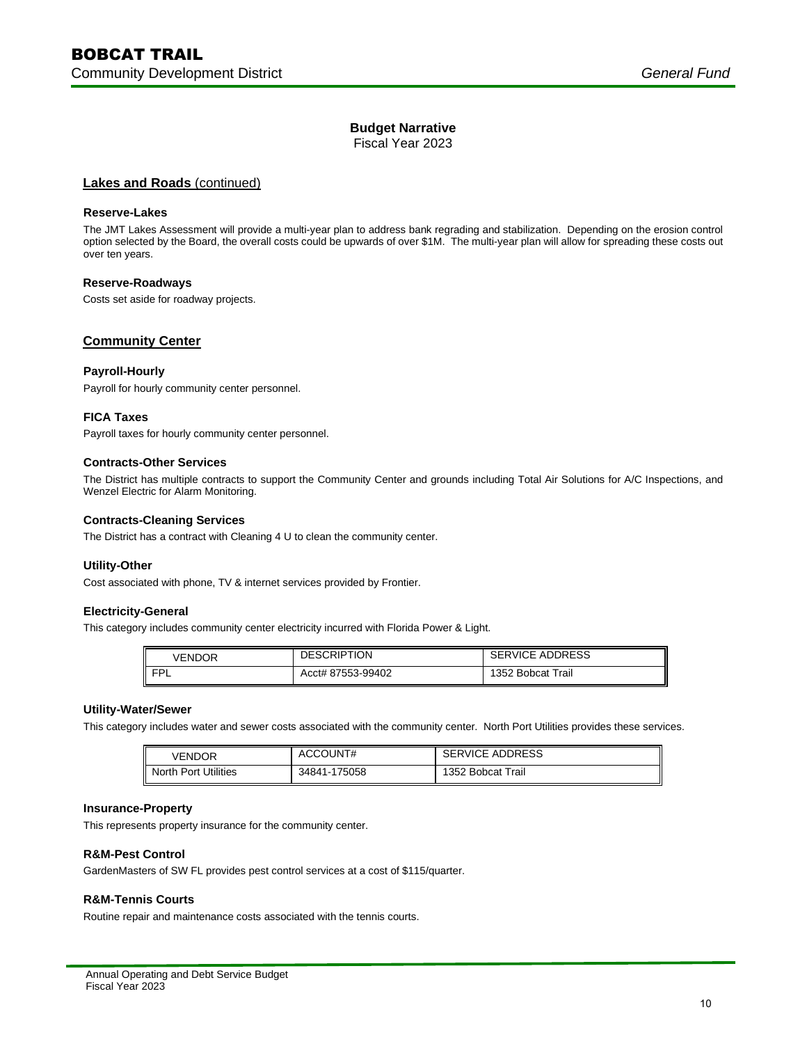**Budget Narrative**

Fiscal Year 2023

## Lakes and Roads (continued)

### Reserve-Lakes

The JMT Lakes Assessment will provide a multi-year plan to address bank regrading and stabilization. Depending on the erosion control option selected by the Board, the overall costs could be upwards of over $1M. The multi-year plan will allow for spreading these costs out over ten years.

### Reserve-Roadways

Costs set aside for roadway projects.

## Community Center

### Payroll-Hourly

Payroll for hourly community center personnel.

### FICA Taxes

Payroll taxes for hourly community center personnel.

### Contracts-Other Services

The District has multiple contracts to support the Community Center and grounds including Total Air Solutions for A/C Inspections, and Wenzel Electric for Alarm Monitoring.

### Contracts-Cleaning Services

The District has a contract with Cleaning 4 U to clean the community center.

### Utility-Other

Cost associated with phone, TV & internet services provided by Frontier.

### Electricity-General

This category includes community center electricity incurred with Florida Power & Light.

| VENDOR | DESCRIPTION | SERVICE ADDRESS |
|---|---|---|
| FPL | Acct# 87553-99402 | 1352 Bobcat Trail |

### Utility-Water/Sewer

This category includes water and sewer costs associated with the community center. North Port Utilities provides these services.

| VENDOR | ACCOUNT# | SERVICE ADDRESS |
|---|---|---|
| North Port Utilities | 34841-175058 | 1352 Bobcat Trail |

### Insurance-Property

This represents property insurance for the community center.

### R&M-Pest Control

GardenMasters of SW FL provides pest control services at a cost of $115/quarter.

### R&M-Tennis Courts

Routine repair and maintenance costs associated with the tennis courts.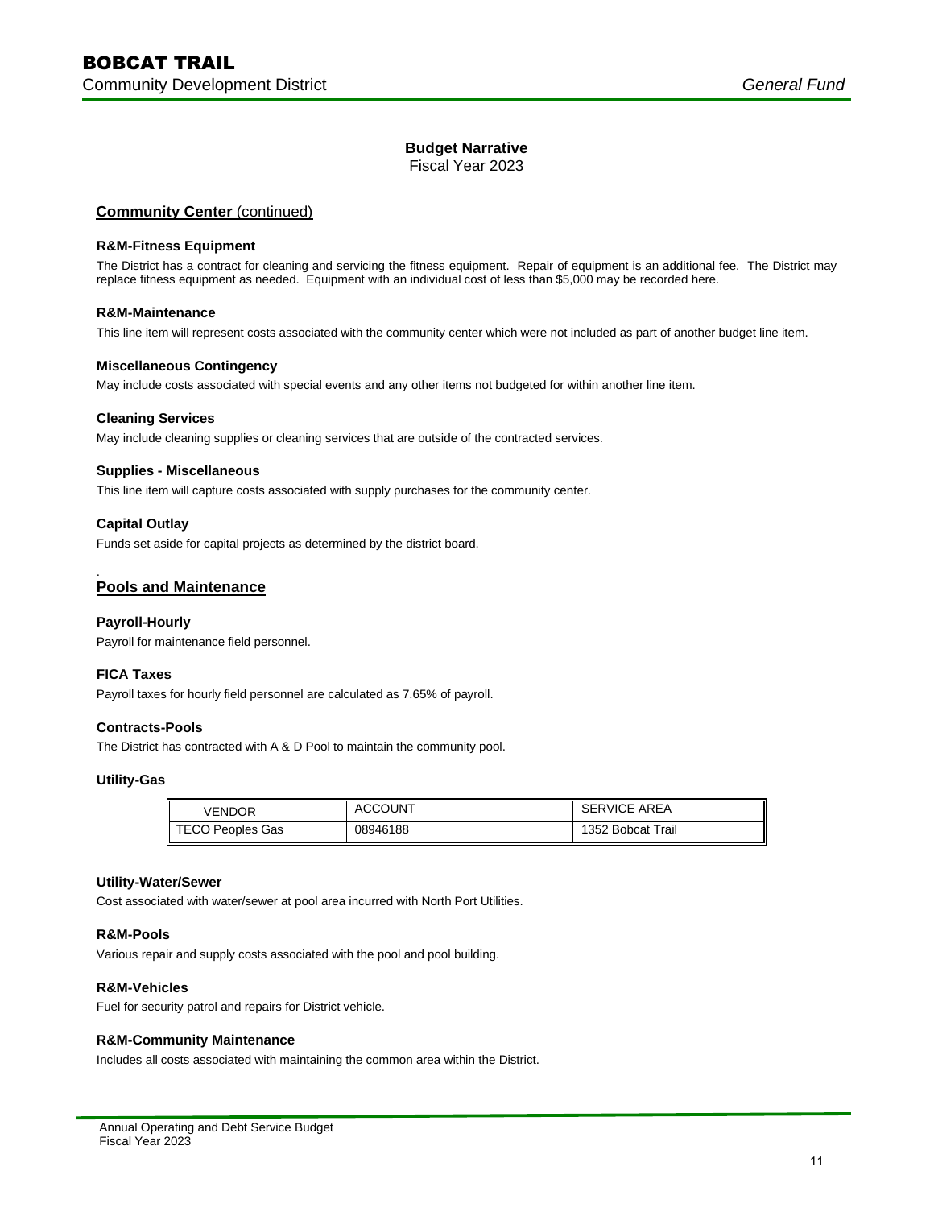## Budget Narrative

Fiscal Year 2023

### Community Center (continued)

**R&M-Fitness Equipment**

The District has a contract for cleaning and servicing the fitness equipment. Repair of equipment is an additional fee. The District may replace fitness equipment as needed. Equipment with an individual cost of less than $5,000 may be recorded here.

**R&M-Maintenance**

This line item will represent costs associated with the community center which were not included as part of another budget line item.

**Miscellaneous Contingency**

May include costs associated with special events and any other items not budgeted for within another line item.

**Cleaning Services**

May include cleaning supplies or cleaning services that are outside of the contracted services.

**Supplies - Miscellaneous**

This line item will capture costs associated with supply purchases for the community center.

**Capital Outlay**

Funds set aside for capital projects as determined by the district board.

### Pools and Maintenance

**Payroll-Hourly**

Payroll for maintenance field personnel.

**FICA Taxes**

Payroll taxes for hourly field personnel are calculated as 7.65% of payroll.

**Contracts-Pools**

The District has contracted with A & D Pool to maintain the community pool.

**Utility-Gas**

| VENDOR | ACCOUNT | SERVICE AREA |
|---|---|---|
| TECO Peoples Gas | 08946188 | 1352 Bobcat Trail |

**Utility-Water/Sewer**

Cost associated with water/sewer at pool area incurred with North Port Utilities.

**R&M-Pools**

Various repair and supply costs associated with the pool and pool building.

**R&M-Vehicles**

Fuel for security patrol and repairs for District vehicle.

**R&M-Community Maintenance**

Includes all costs associated with maintaining the common area within the District.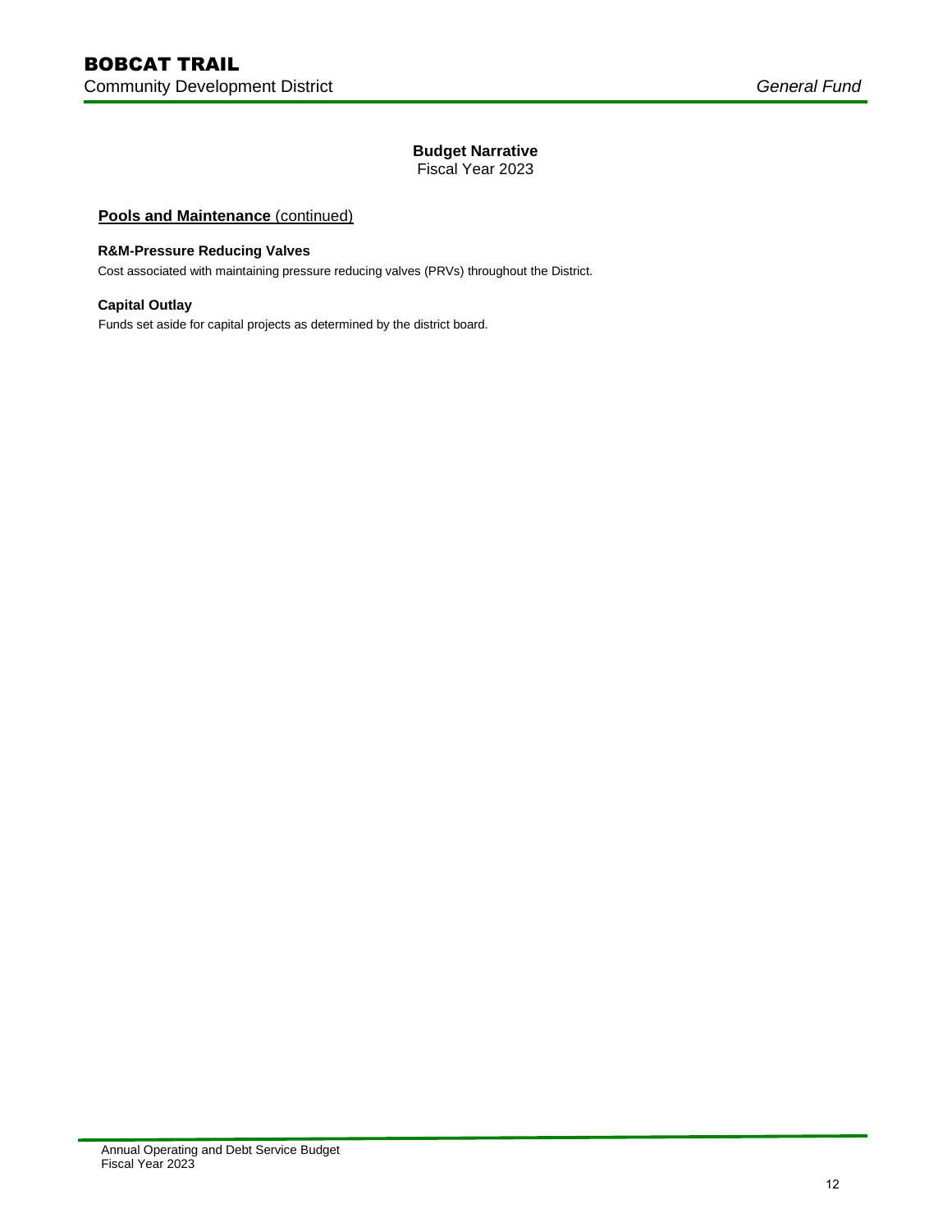## Budget Narrative

Fiscal Year 2023

### **Pools and Maintenance** (continued)

**R&M-Pressure Reducing Valves**

Cost associated with maintaining pressure reducing valves (PRVs) throughout the District.

**Capital Outlay**

Funds set aside for capital projects as determined by the district board.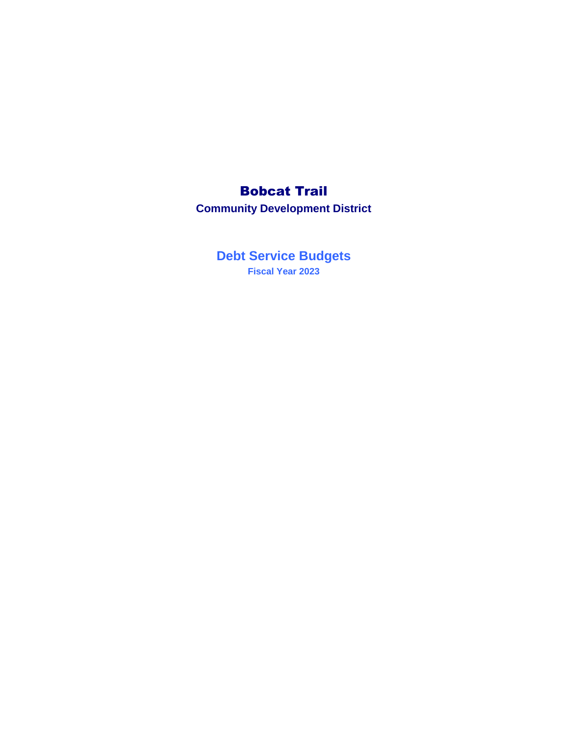# Bobcat Trail

## Community Development District

## Debt Service Budgets

### Fiscal Year 2023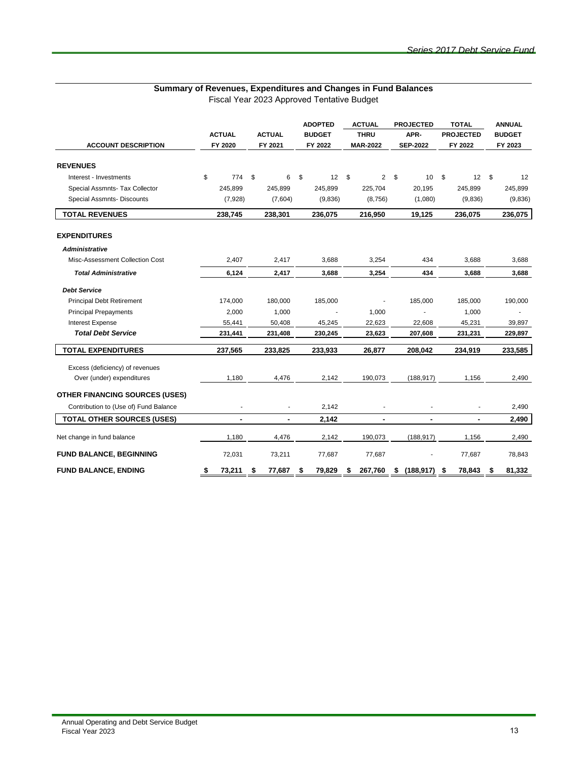## Summary of Revenues, Expenditures and Changes in Fund Balances

Fiscal Year 2023 Approved Tentative Budget

| ACCOUNT DESCRIPTION | ACTUAL FY 2020 | ACTUAL FY 2021 | ADOPTED BUDGET FY 2022 | ACTUAL THRU MAR-2022 | PROJECTED APR-SEP-2022 | TOTAL PROJECTED FY 2022 | ANNUAL BUDGET FY 2023 |
|---|---|---|---|---|---|---|---|
| **REVENUES** | | | | | | | |
| Interest - Investments | $ 774 | $ 6 | $ 12 | $ 2 | $ 10 | $ 12 | $ 12 |
| Special Assmnts- Tax Collector | 245,899 | 245,899 | 245,899 | 225,704 | 20,195 | 245,899 | 245,899 |
| Special Assmnts- Discounts | (7,928) | (7,604) | (9,836) | (8,756) | (1,080) | (9,836) | (9,836) |
| **TOTAL REVENUES** | **238,745** | **238,301** | **236,075** | **216,950** | **19,125** | **236,075** | **236,075** |
| **EXPENDITURES** | | | | | | | |
| ***Administrative*** | | | | | | | |
| Misc-Assessment Collection Cost | 2,407 | 2,417 | 3,688 | 3,254 | 434 | 3,688 | 3,688 |
| ***Total Administrative*** | **6,124** | **2,417** | **3,688** | **3,254** | **434** | **3,688** | **3,688** |
| ***Debt Service*** | | | | | | | |
| Principal Debt Retirement | 174,000 | 180,000 | 185,000 | - | 185,000 | 185,000 | 190,000 |
| Principal Prepayments | 2,000 | 1,000 | - | 1,000 | - | 1,000 | - |
| Interest Expense | 55,441 | 50,408 | 45,245 | 22,623 | 22,608 | 45,231 | 39,897 |
| ***Total Debt Service*** | **231,441** | **231,408** | **230,245** | **23,623** | **207,608** | **231,231** | **229,897** |
| **TOTAL EXPENDITURES** | **237,565** | **233,825** | **233,933** | **26,877** | **208,042** | **234,919** | **233,585** |
| Excess (deficiency) of revenues Over (under) expenditures | 1,180 | 4,476 | 2,142 | 190,073 | (188,917) | 1,156 | 2,490 |
| **OTHER FINANCING SOURCES (USES)** | | | | | | | |
| Contribution to (Use of) Fund Balance | - | - | 2,142 | - | - | - | 2,490 |
| **TOTAL OTHER SOURCES (USES)** | **-** | **-** | **2,142** | **-** | **-** | **-** | **2,490** |
| Net change in fund balance | 1,180 | 4,476 | 2,142 | 190,073 | (188,917) | 1,156 | 2,490 |
| **FUND BALANCE, BEGINNING** | 72,031 | 73,211 | 77,687 | 77,687 | - | 77,687 | 78,843 |
| **FUND BALANCE, ENDING** | **$ 73,211** | **$ 77,687** | **$ 79,829** | **$ 267,760** | **$ (188,917)** | **$ 78,843** | **$ 81,332** |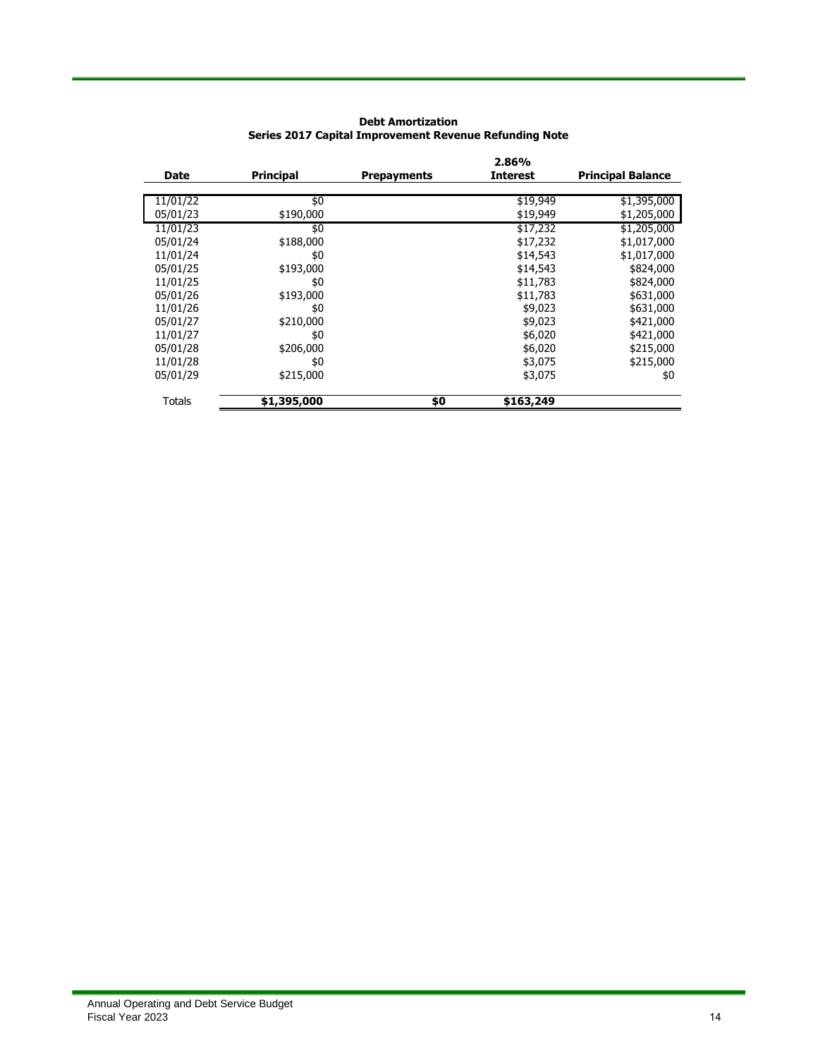**Debt Amortization**
**Series 2017 Capital Improvement Revenue Refunding Note**

| Date | Principal | Prepayments | 2.86% Interest | Principal Balance |
|---|---|---|---|---|
| 11/01/22 | $0 | | $19,949 | $1,395,000 |
| 05/01/23 | $190,000 | | $19,949 | $1,205,000 |
| 11/01/23 | $0 | | $17,232 | $1,205,000 |
| 05/01/24 | $188,000 | | $17,232 | $1,017,000 |
| 11/01/24 | $0 | | $14,543 | $1,017,000 |
| 05/01/25 | $193,000 | | $14,543 | $824,000 |
| 11/01/25 | $0 | | $11,783 | $824,000 |
| 05/01/26 | $193,000 | | $11,783 | $631,000 |
| 11/01/26 | $0 | | $9,023 | $631,000 |
| 05/01/27 | $210,000 | | $9,023 | $421,000 |
| 11/01/27 | $0 | | $6,020 | $421,000 |
| 05/01/28 | $206,000 | | $6,020 | $215,000 |
| 11/01/28 | $0 | | $3,075 | $215,000 |
| 05/01/29 | $215,000 | | $3,075 | $0 |
| Totals | **$1,395,000** | **$0** | **$163,249** | |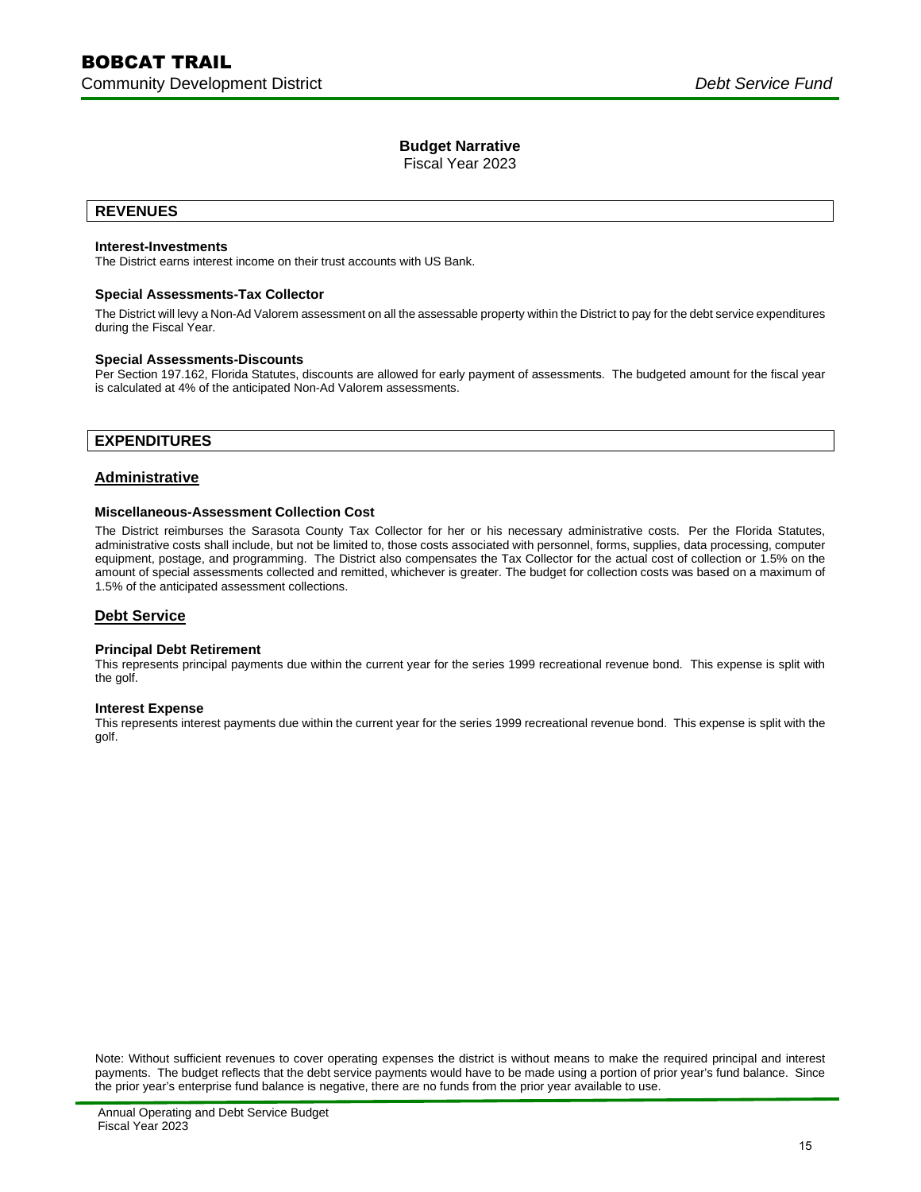## Budget Narrative

Fiscal Year 2023

## REVENUES

**Interest-Investments**

The District earns interest income on their trust accounts with US Bank.

**Special Assessments-Tax Collector**

The District will levy a Non-Ad Valorem assessment on all the assessable property within the District to pay for the debt service expenditures during the Fiscal Year.

**Special Assessments-Discounts**

Per Section 197.162, Florida Statutes, discounts are allowed for early payment of assessments. The budgeted amount for the fiscal year is calculated at 4% of the anticipated Non-Ad Valorem assessments.

## EXPENDITURES

### Administrative

**Miscellaneous-Assessment Collection Cost**

The District reimburses the Sarasota County Tax Collector for her or his necessary administrative costs. Per the Florida Statutes, administrative costs shall include, but not be limited to, those costs associated with personnel, forms, supplies, data processing, computer equipment, postage, and programming. The District also compensates the Tax Collector for the actual cost of collection or 1.5% on the amount of special assessments collected and remitted, whichever is greater. The budget for collection costs was based on a maximum of 1.5% of the anticipated assessment collections.

### Debt Service

**Principal Debt Retirement**

This represents principal payments due within the current year for the series 1999 recreational revenue bond. This expense is split with the golf.

**Interest Expense**

This represents interest payments due within the current year for the series 1999 recreational revenue bond. This expense is split with the golf.

Note: Without sufficient revenues to cover operating expenses the district is without means to make the required principal and interest payments. The budget reflects that the debt service payments would have to be made using a portion of prior year's fund balance. Since the prior year's enterprise fund balance is negative, there are no funds from the prior year available to use.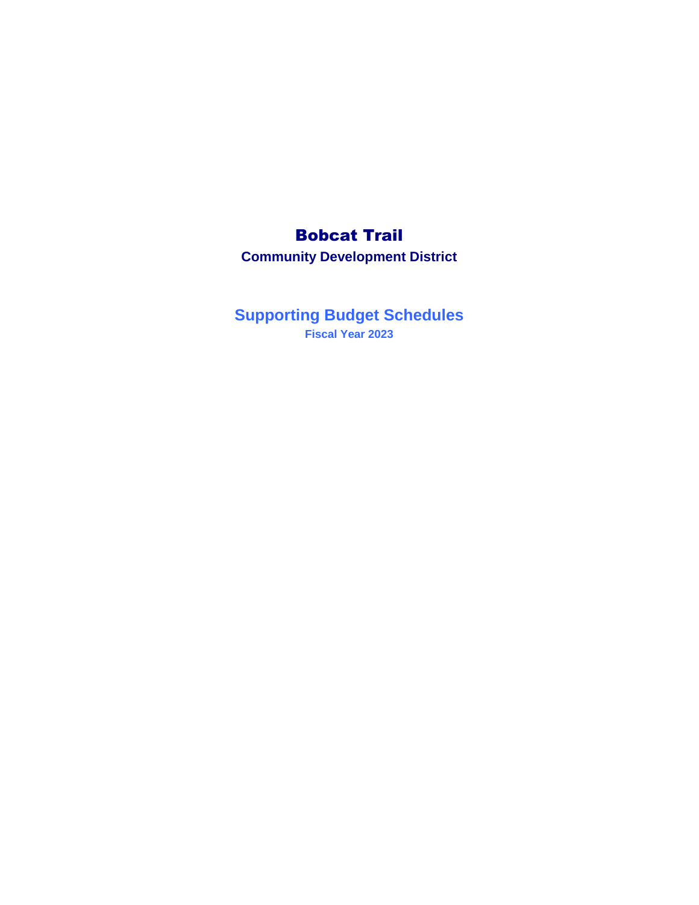# Bobcat Trail

**Community Development District**

## Supporting Budget Schedules

**Fiscal Year 2023**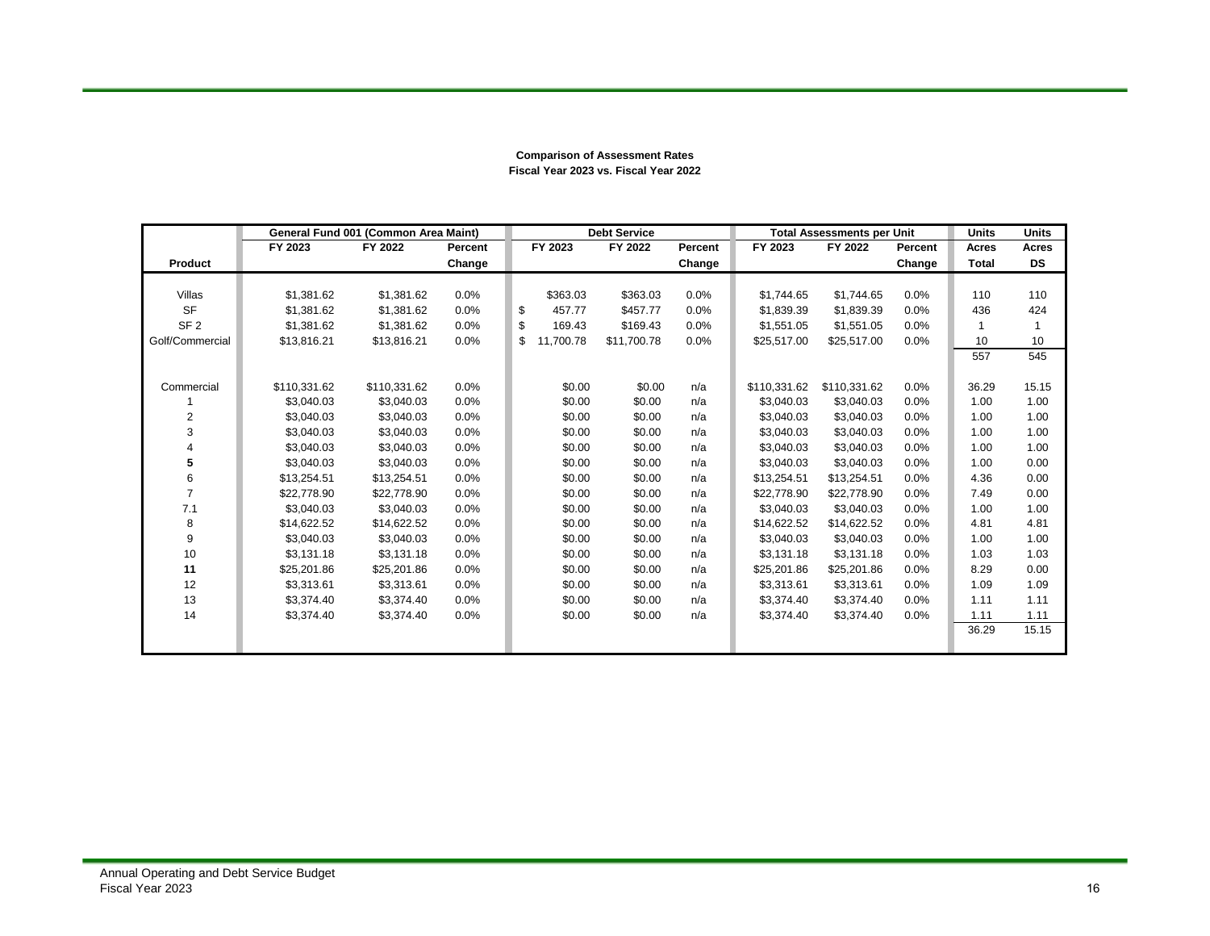**Comparison of Assessment Rates**
**Fiscal Year 2023 vs. Fiscal Year 2022**

| | General Fund 001 (Common Area Maint) | | | Debt Service | | | Total Assessments per Unit | | | Units | Units |
|---|---|---|---|---|---|---|---|---|---|---|---|
| | FY 2023 | FY 2022 | Percent | FY 2023 | FY 2022 | Percent | FY 2023 | FY 2022 | Percent | Acres | Acres |
| **Product** | | | **Change** | | | **Change** | | | **Change** | **Total** | **DS** |
| Villas | $1,381.62 | $1,381.62 | 0.0% | $363.03 | $363.03 | 0.0% | $1,744.65 | $1,744.65 | 0.0% | 110 | 110 |
| SF | $1,381.62 | $1,381.62 | 0.0% | $ 457.77 | $457.77 | 0.0% | $1,839.39 | $1,839.39 | 0.0% | 436 | 424 |
| SF 2 | $1,381.62 | $1,381.62 | 0.0% | $ 169.43 | $169.43 | 0.0% | $1,551.05 | $1,551.05 | 0.0% | 1 | 1 |
| Golf/Commercial | $13,816.21 | $13,816.21 | 0.0% | $ 11,700.78 | $11,700.78 | 0.0% | $25,517.00 | $25,517.00 | 0.0% | 10 | 10 |
| | | | | | | | | | | 557 | 545 |
| Commercial | $110,331.62 | $110,331.62 | 0.0% | $0.00 | $0.00 | n/a | $110,331.62 | $110,331.62 | 0.0% | 36.29 | 15.15 |
| 1 | $3,040.03 | $3,040.03 | 0.0% | $0.00 | $0.00 | n/a | $3,040.03 | $3,040.03 | 0.0% | 1.00 | 1.00 |
| 2 | $3,040.03 | $3,040.03 | 0.0% | $0.00 | $0.00 | n/a | $3,040.03 | $3,040.03 | 0.0% | 1.00 | 1.00 |
| 3 | $3,040.03 | $3,040.03 | 0.0% | $0.00 | $0.00 | n/a | $3,040.03 | $3,040.03 | 0.0% | 1.00 | 1.00 |
| 4 | $3,040.03 | $3,040.03 | 0.0% | $0.00 | $0.00 | n/a | $3,040.03 | $3,040.03 | 0.0% | 1.00 | 1.00 |
| **5** | $3,040.03 | $3,040.03 | 0.0% | $0.00 | $0.00 | n/a | $3,040.03 | $3,040.03 | 0.0% | 1.00 | 0.00 |
| 6 | $13,254.51 | $13,254.51 | 0.0% | $0.00 | $0.00 | n/a | $13,254.51 | $13,254.51 | 0.0% | 4.36 | 0.00 |
| 7 | $22,778.90 | $22,778.90 | 0.0% | $0.00 | $0.00 | n/a | $22,778.90 | $22,778.90 | 0.0% | 7.49 | 0.00 |
| 7.1 | $3,040.03 | $3,040.03 | 0.0% | $0.00 | $0.00 | n/a | $3,040.03 | $3,040.03 | 0.0% | 1.00 | 1.00 |
| 8 | $14,622.52 | $14,622.52 | 0.0% | $0.00 | $0.00 | n/a | $14,622.52 | $14,622.52 | 0.0% | 4.81 | 4.81 |
| 9 | $3,040.03 | $3,040.03 | 0.0% | $0.00 | $0.00 | n/a | $3,040.03 | $3,040.03 | 0.0% | 1.00 | 1.00 |
| 10 | $3,131.18 | $3,131.18 | 0.0% | $0.00 | $0.00 | n/a | $3,131.18 | $3,131.18 | 0.0% | 1.03 | 1.03 |
| **11** | $25,201.86 | $25,201.86 | 0.0% | $0.00 | $0.00 | n/a | $25,201.86 | $25,201.86 | 0.0% | 8.29 | 0.00 |
| 12 | $3,313.61 | $3,313.61 | 0.0% | $0.00 | $0.00 | n/a | $3,313.61 | $3,313.61 | 0.0% | 1.09 | 1.09 |
| 13 | $3,374.40 | $3,374.40 | 0.0% | $0.00 | $0.00 | n/a | $3,374.40 | $3,374.40 | 0.0% | 1.11 | 1.11 |
| 14 | $3,374.40 | $3,374.40 | 0.0% | $0.00 | $0.00 | n/a | $3,374.40 | $3,374.40 | 0.0% | 1.11 | 1.11 |
| | | | | | | | | | | 36.29 | 15.15 |